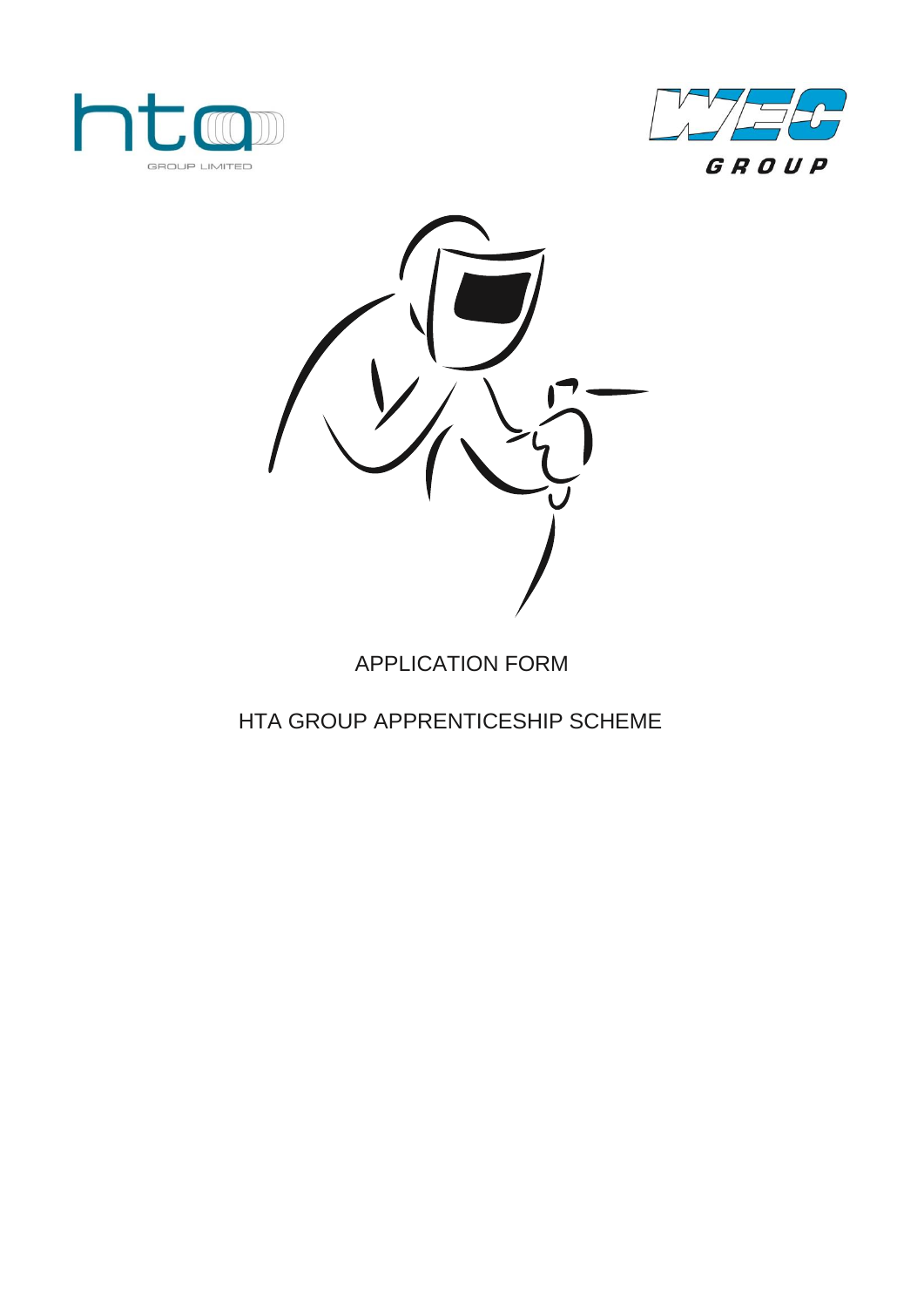# APPLICATION FORM

## HTA GROUP APPRENTICESHIP SCHEME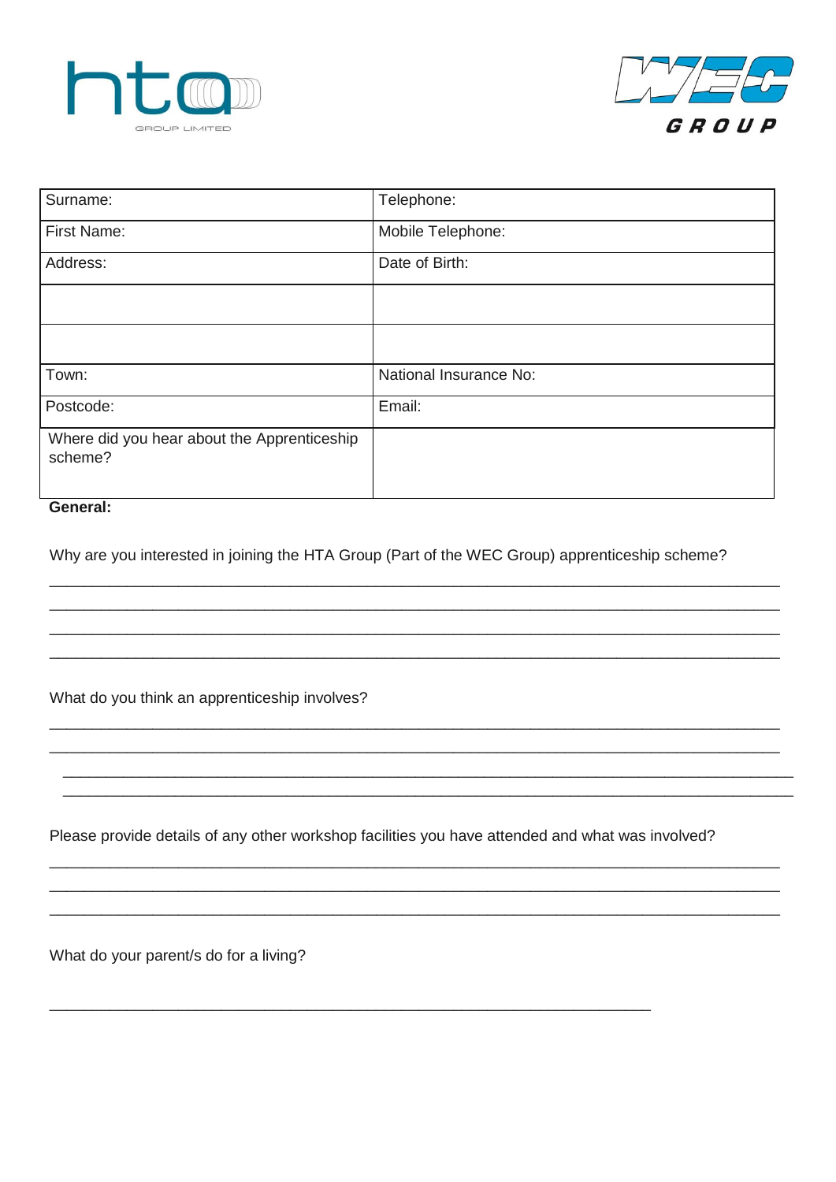| Surname: | Telephone: |
|---|---|
| First Name: | Mobile Telephone: |
| Address: | Date of Birth: |
| | |
| | |
| Town: | National Insurance No: |
| Postcode: | Email: |
| Where did you hear about the Apprenticeship scheme? | |

**General:**

Why are you interested in joining the HTA Group (Part of the WEC Group) apprenticeship scheme?

\_\_\_\_\_\_\_\_\_\_\_\_\_\_\_\_\_\_\_\_\_\_\_\_\_\_\_\_\_\_\_\_\_\_\_\_\_\_\_\_\_\_\_\_\_\_\_\_\_\_\_\_\_\_\_\_\_\_\_\_\_\_\_\_\_\_\_\_\_\_\_\_\_\_\_\_
\_\_\_\_\_\_\_\_\_\_\_\_\_\_\_\_\_\_\_\_\_\_\_\_\_\_\_\_\_\_\_\_\_\_\_\_\_\_\_\_\_\_\_\_\_\_\_\_\_\_\_\_\_\_\_\_\_\_\_\_\_\_\_\_\_\_\_\_\_\_\_\_\_\_\_\_
\_\_\_\_\_\_\_\_\_\_\_\_\_\_\_\_\_\_\_\_\_\_\_\_\_\_\_\_\_\_\_\_\_\_\_\_\_\_\_\_\_\_\_\_\_\_\_\_\_\_\_\_\_\_\_\_\_\_\_\_\_\_\_\_\_\_\_\_\_\_\_\_\_\_\_\_
\_\_\_\_\_\_\_\_\_\_\_\_\_\_\_\_\_\_\_\_\_\_\_\_\_\_\_\_\_\_\_\_\_\_\_\_\_\_\_\_\_\_\_\_\_\_\_\_\_\_\_\_\_\_\_\_\_\_\_\_\_\_\_\_\_\_\_\_\_\_\_\_\_\_\_\_

What do you think an apprenticeship involves?

\_\_\_\_\_\_\_\_\_\_\_\_\_\_\_\_\_\_\_\_\_\_\_\_\_\_\_\_\_\_\_\_\_\_\_\_\_\_\_\_\_\_\_\_\_\_\_\_\_\_\_\_\_\_\_\_\_\_\_\_\_\_\_\_\_\_\_\_\_\_\_\_\_\_\_\_
\_\_\_\_\_\_\_\_\_\_\_\_\_\_\_\_\_\_\_\_\_\_\_\_\_\_\_\_\_\_\_\_\_\_\_\_\_\_\_\_\_\_\_\_\_\_\_\_\_\_\_\_\_\_\_\_\_\_\_\_\_\_\_\_\_\_\_\_\_\_\_\_\_\_\_\_
\_\_\_\_\_\_\_\_\_\_\_\_\_\_\_\_\_\_\_\_\_\_\_\_\_\_\_\_\_\_\_\_\_\_\_\_\_\_\_\_\_\_\_\_\_\_\_\_\_\_\_\_\_\_\_\_\_\_\_\_\_\_\_\_\_\_\_\_\_\_\_\_\_\_\_\_
\_\_\_\_\_\_\_\_\_\_\_\_\_\_\_\_\_\_\_\_\_\_\_\_\_\_\_\_\_\_\_\_\_\_\_\_\_\_\_\_\_\_\_\_\_\_\_\_\_\_\_\_\_\_\_\_\_\_\_\_\_\_\_\_\_\_\_\_\_\_\_\_\_\_\_\_

Please provide details of any other workshop facilities you have attended and what was involved?

\_\_\_\_\_\_\_\_\_\_\_\_\_\_\_\_\_\_\_\_\_\_\_\_\_\_\_\_\_\_\_\_\_\_\_\_\_\_\_\_\_\_\_\_\_\_\_\_\_\_\_\_\_\_\_\_\_\_\_\_\_\_\_\_\_\_\_\_\_\_\_\_\_\_\_\_
\_\_\_\_\_\_\_\_\_\_\_\_\_\_\_\_\_\_\_\_\_\_\_\_\_\_\_\_\_\_\_\_\_\_\_\_\_\_\_\_\_\_\_\_\_\_\_\_\_\_\_\_\_\_\_\_\_\_\_\_\_\_\_\_\_\_\_\_\_\_\_\_\_\_\_\_
\_\_\_\_\_\_\_\_\_\_\_\_\_\_\_\_\_\_\_\_\_\_\_\_\_\_\_\_\_\_\_\_\_\_\_\_\_\_\_\_\_\_\_\_\_\_\_\_\_\_\_\_\_\_\_\_\_\_\_\_\_\_\_\_\_\_\_\_\_\_\_\_\_\_\_\_

What do your parent/s do for a living?

\_\_\_\_\_\_\_\_\_\_\_\_\_\_\_\_\_\_\_\_\_\_\_\_\_\_\_\_\_\_\_\_\_\_\_\_\_\_\_\_\_\_\_\_\_\_\_\_\_\_\_\_\_\_\_\_\_\_\_\_\_\_\_\_\_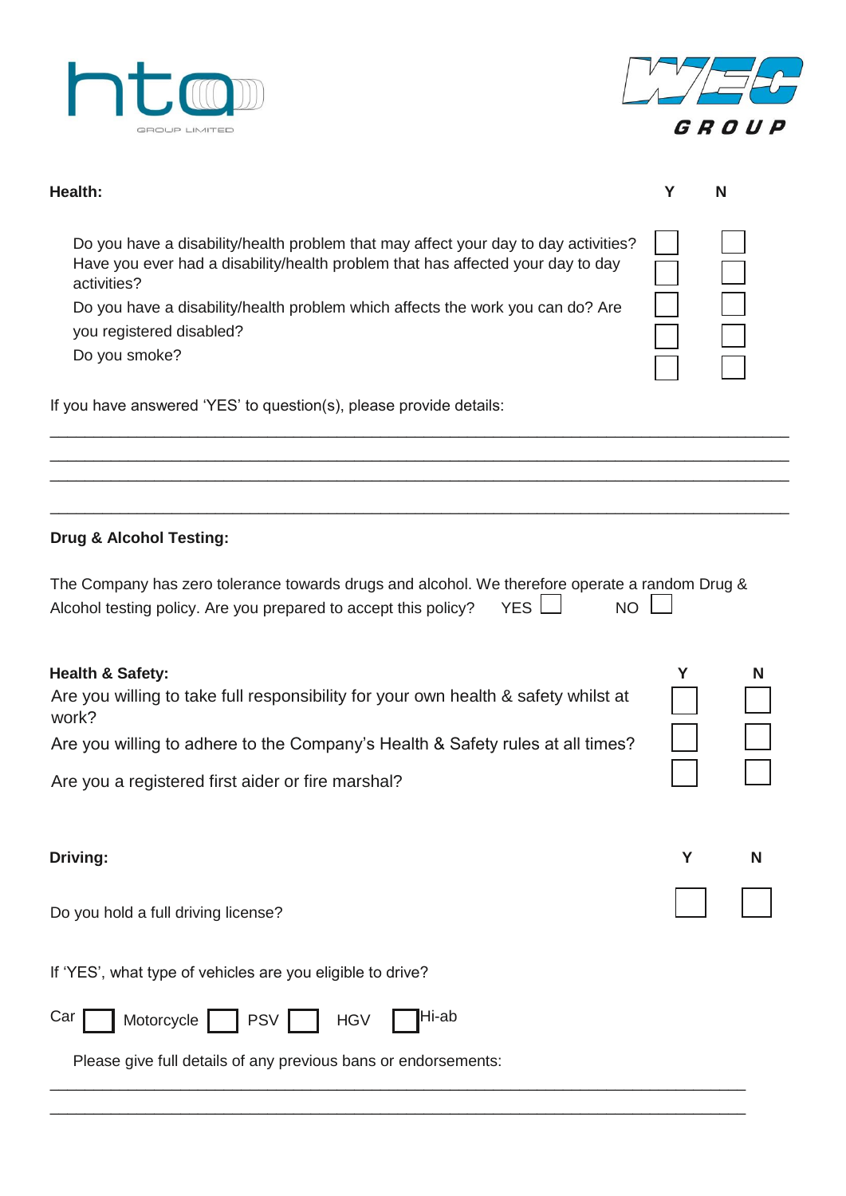## Health:

| | Y | N |
|---|---|---|
| Do you have a disability/health problem that may affect your day to day activities? | ☐ | ☐ |
| Have you ever had a disability/health problem that has affected your day to day activities? | ☐ | ☐ |
| Do you have a disability/health problem which affects the work you can do? | ☐ | ☐ |
| Are you registered disabled? | ☐ | ☐ |
| Do you smoke? | ☐ | ☐ |

If you have answered 'YES' to question(s), please provide details:

\_\_\_\_\_\_\_\_\_\_\_\_\_\_\_\_\_\_\_\_\_\_\_\_\_\_\_\_\_\_\_\_\_\_\_\_\_\_\_\_\_\_\_\_\_\_\_\_\_\_\_\_\_\_\_\_\_\_\_\_\_\_\_\_\_\_\_\_\_\_\_\_\_\_\_\_

\_\_\_\_\_\_\_\_\_\_\_\_\_\_\_\_\_\_\_\_\_\_\_\_\_\_\_\_\_\_\_\_\_\_\_\_\_\_\_\_\_\_\_\_\_\_\_\_\_\_\_\_\_\_\_\_\_\_\_\_\_\_\_\_\_\_\_\_\_\_\_\_\_\_\_\_

\_\_\_\_\_\_\_\_\_\_\_\_\_\_\_\_\_\_\_\_\_\_\_\_\_\_\_\_\_\_\_\_\_\_\_\_\_\_\_\_\_\_\_\_\_\_\_\_\_\_\_\_\_\_\_\_\_\_\_\_\_\_\_\_\_\_\_\_\_\_\_\_\_\_\_\_

\_\_\_\_\_\_\_\_\_\_\_\_\_\_\_\_\_\_\_\_\_\_\_\_\_\_\_\_\_\_\_\_\_\_\_\_\_\_\_\_\_\_\_\_\_\_\_\_\_\_\_\_\_\_\_\_\_\_\_\_\_\_\_\_\_\_\_\_\_\_\_\_\_\_\_\_

## Drug & Alcohol Testing:

The Company has zero tolerance towards drugs and alcohol. We therefore operate a random Drug & Alcohol testing policy. Are you prepared to accept this policy? YES ☐ NO ☐

## Health & Safety:

| | Y | N |
|---|---|---|
| Are you willing to take full responsibility for your own health & safety whilst at work? | ☐ | ☐ |
| Are you willing to adhere to the Company's Health & Safety rules at all times? | ☐ | ☐ |
| Are you a registered first aider or fire marshal? | ☐ | ☐ |

## Driving:

| | Y | N |
|---|---|---|
| Do you hold a full driving license? | ☐ | ☐ |

If 'YES', what type of vehicles are you eligible to drive?

Car ☐ Motorcycle ☐ PSV ☐ HGV ☐ Hi-ab

Please give full details of any previous bans or endorsements:

\_\_\_\_\_\_\_\_\_\_\_\_\_\_\_\_\_\_\_\_\_\_\_\_\_\_\_\_\_\_\_\_\_\_\_\_\_\_\_\_\_\_\_\_\_\_\_\_\_\_\_\_\_\_\_\_\_\_\_\_\_\_\_\_\_\_\_\_\_\_\_\_\_\_\_\_

\_\_\_\_\_\_\_\_\_\_\_\_\_\_\_\_\_\_\_\_\_\_\_\_\_\_\_\_\_\_\_\_\_\_\_\_\_\_\_\_\_\_\_\_\_\_\_\_\_\_\_\_\_\_\_\_\_\_\_\_\_\_\_\_\_\_\_\_\_\_\_\_\_\_\_\_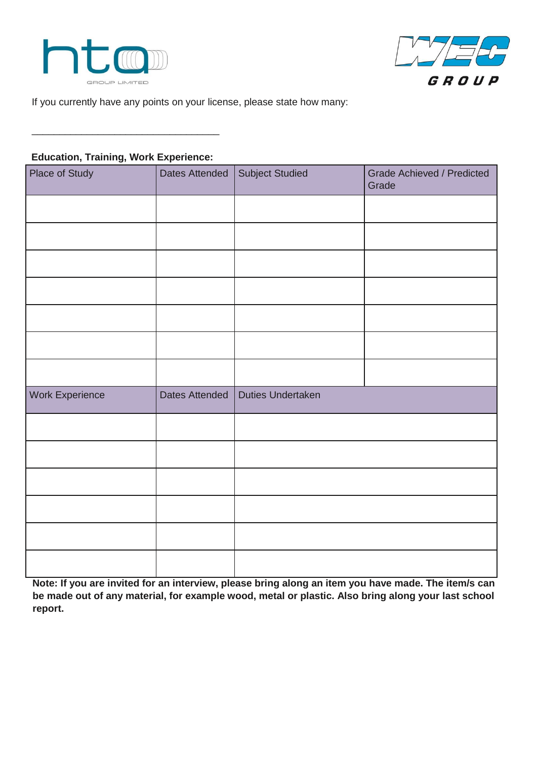If you currently have any points on your license, please state how many:

___________________________________

**Education, Training, Work Experience:**

| Place of Study | Dates Attended | Subject Studied | Grade Achieved / Predicted Grade |
|---|---|---|---|
| | | | |
| | | | |
| | | | |
| | | | |
| | | | |
| | | | |
| | | | |
| Work Experience | Dates Attended | Duties Undertaken | |
| | | | |
| | | | |
| | | | |
| | | | |
| | | | |
| | | | |

**Note: If you are invited for an interview, please bring along an item you have made. The item/s can be made out of any material, for example wood, metal or plastic. Also bring along your last school report.**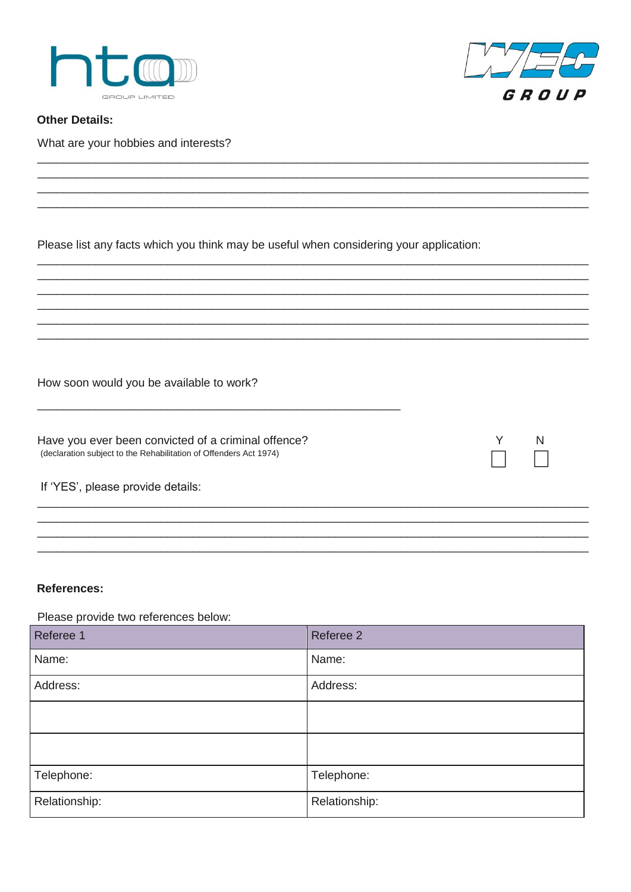**Other Details:**

What are your hobbies and interests?

\_\_\_\_\_\_\_\_\_\_\_\_\_\_\_\_\_\_\_\_\_\_\_\_\_\_\_\_\_\_\_\_\_\_\_\_\_\_\_\_\_\_\_\_\_\_\_\_\_\_\_\_\_\_\_\_\_\_\_\_\_\_\_\_\_\_\_\_\_\_\_\_\_\_\_\_\_\_\_\_\_\_\_\_

\_\_\_\_\_\_\_\_\_\_\_\_\_\_\_\_\_\_\_\_\_\_\_\_\_\_\_\_\_\_\_\_\_\_\_\_\_\_\_\_\_\_\_\_\_\_\_\_\_\_\_\_\_\_\_\_\_\_\_\_\_\_\_\_\_\_\_\_\_\_\_\_\_\_\_\_\_\_\_\_\_\_\_\_

\_\_\_\_\_\_\_\_\_\_\_\_\_\_\_\_\_\_\_\_\_\_\_\_\_\_\_\_\_\_\_\_\_\_\_\_\_\_\_\_\_\_\_\_\_\_\_\_\_\_\_\_\_\_\_\_\_\_\_\_\_\_\_\_\_\_\_\_\_\_\_\_\_\_\_\_\_\_\_\_\_\_\_\_

\_\_\_\_\_\_\_\_\_\_\_\_\_\_\_\_\_\_\_\_\_\_\_\_\_\_\_\_\_\_\_\_\_\_\_\_\_\_\_\_\_\_\_\_\_\_\_\_\_\_\_\_\_\_\_\_\_\_\_\_\_\_\_\_\_\_\_\_\_\_\_\_\_\_\_\_\_\_\_\_\_\_\_\_

Please list any facts which you think may be useful when considering your application:

\_\_\_\_\_\_\_\_\_\_\_\_\_\_\_\_\_\_\_\_\_\_\_\_\_\_\_\_\_\_\_\_\_\_\_\_\_\_\_\_\_\_\_\_\_\_\_\_\_\_\_\_\_\_\_\_\_\_\_\_\_\_\_\_\_\_\_\_\_\_\_\_\_\_\_\_\_\_\_\_\_\_\_\_

\_\_\_\_\_\_\_\_\_\_\_\_\_\_\_\_\_\_\_\_\_\_\_\_\_\_\_\_\_\_\_\_\_\_\_\_\_\_\_\_\_\_\_\_\_\_\_\_\_\_\_\_\_\_\_\_\_\_\_\_\_\_\_\_\_\_\_\_\_\_\_\_\_\_\_\_\_\_\_\_\_\_\_\_

\_\_\_\_\_\_\_\_\_\_\_\_\_\_\_\_\_\_\_\_\_\_\_\_\_\_\_\_\_\_\_\_\_\_\_\_\_\_\_\_\_\_\_\_\_\_\_\_\_\_\_\_\_\_\_\_\_\_\_\_\_\_\_\_\_\_\_\_\_\_\_\_\_\_\_\_\_\_\_\_\_\_\_\_

\_\_\_\_\_\_\_\_\_\_\_\_\_\_\_\_\_\_\_\_\_\_\_\_\_\_\_\_\_\_\_\_\_\_\_\_\_\_\_\_\_\_\_\_\_\_\_\_\_\_\_\_\_\_\_\_\_\_\_\_\_\_\_\_\_\_\_\_\_\_\_\_\_\_\_\_\_\_\_\_\_\_\_\_

\_\_\_\_\_\_\_\_\_\_\_\_\_\_\_\_\_\_\_\_\_\_\_\_\_\_\_\_\_\_\_\_\_\_\_\_\_\_\_\_\_\_\_\_\_\_\_\_\_\_\_\_\_\_\_\_\_\_\_\_\_\_\_\_\_\_\_\_\_\_\_\_\_\_\_\_\_\_\_\_\_\_\_\_

\_\_\_\_\_\_\_\_\_\_\_\_\_\_\_\_\_\_\_\_\_\_\_\_\_\_\_\_\_\_\_\_\_\_\_\_\_\_\_\_\_\_\_\_\_\_\_\_\_\_\_\_\_\_\_\_\_\_\_\_\_\_\_\_\_\_\_\_\_\_\_\_\_\_\_\_\_\_\_\_\_\_\_\_

How soon would you be available to work?

\_\_\_\_\_\_\_\_\_\_\_\_\_\_\_\_\_\_\_\_\_\_\_\_\_\_\_\_\_\_\_\_\_\_\_\_\_\_\_\_\_\_\_\_\_\_\_\_\_\_\_\_\_\_\_\_

Have you ever been convicted of a criminal offence? Y ☐ N ☐

(declaration subject to the Rehabilitation of Offenders Act 1974)

If 'YES', please provide details:

\_\_\_\_\_\_\_\_\_\_\_\_\_\_\_\_\_\_\_\_\_\_\_\_\_\_\_\_\_\_\_\_\_\_\_\_\_\_\_\_\_\_\_\_\_\_\_\_\_\_\_\_\_\_\_\_\_\_\_\_\_\_\_\_\_\_\_\_\_\_\_\_\_\_\_\_\_\_\_\_\_\_\_\_

\_\_\_\_\_\_\_\_\_\_\_\_\_\_\_\_\_\_\_\_\_\_\_\_\_\_\_\_\_\_\_\_\_\_\_\_\_\_\_\_\_\_\_\_\_\_\_\_\_\_\_\_\_\_\_\_\_\_\_\_\_\_\_\_\_\_\_\_\_\_\_\_\_\_\_\_\_\_\_\_\_\_\_\_

\_\_\_\_\_\_\_\_\_\_\_\_\_\_\_\_\_\_\_\_\_\_\_\_\_\_\_\_\_\_\_\_\_\_\_\_\_\_\_\_\_\_\_\_\_\_\_\_\_\_\_\_\_\_\_\_\_\_\_\_\_\_\_\_\_\_\_\_\_\_\_\_\_\_\_\_\_\_\_\_\_\_\_\_

\_\_\_\_\_\_\_\_\_\_\_\_\_\_\_\_\_\_\_\_\_\_\_\_\_\_\_\_\_\_\_\_\_\_\_\_\_\_\_\_\_\_\_\_\_\_\_\_\_\_\_\_\_\_\_\_\_\_\_\_\_\_\_\_\_\_\_\_\_\_\_\_\_\_\_\_\_\_\_\_\_\_\_\_

**References:**

Please provide two references below:

| Referee 1 | Referee 2 |
|---|---|
| Name: | Name: |
| Address: | Address: |
| | |
| | |
| Telephone: | Telephone: |
| Relationship: | Relationship: |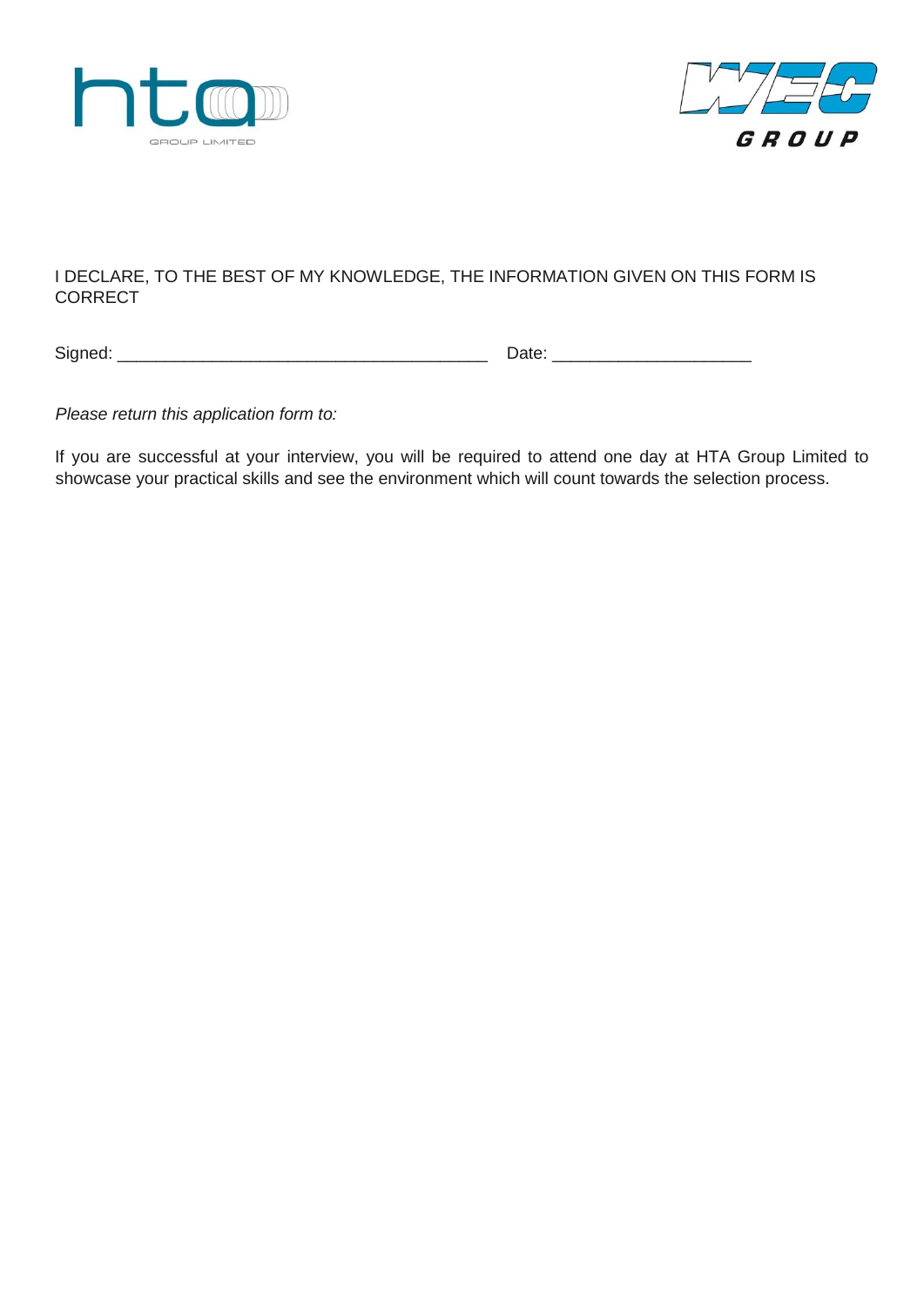I DECLARE, TO THE BEST OF MY KNOWLEDGE, THE INFORMATION GIVEN ON THIS FORM IS CORRECT

Signed: ________________________________________ Date: _____________________

*Please return this application form to:*

If you are successful at your interview, you will be required to attend one day at HTA Group Limited to showcase your practical skills and see the environment which will count towards the selection process.